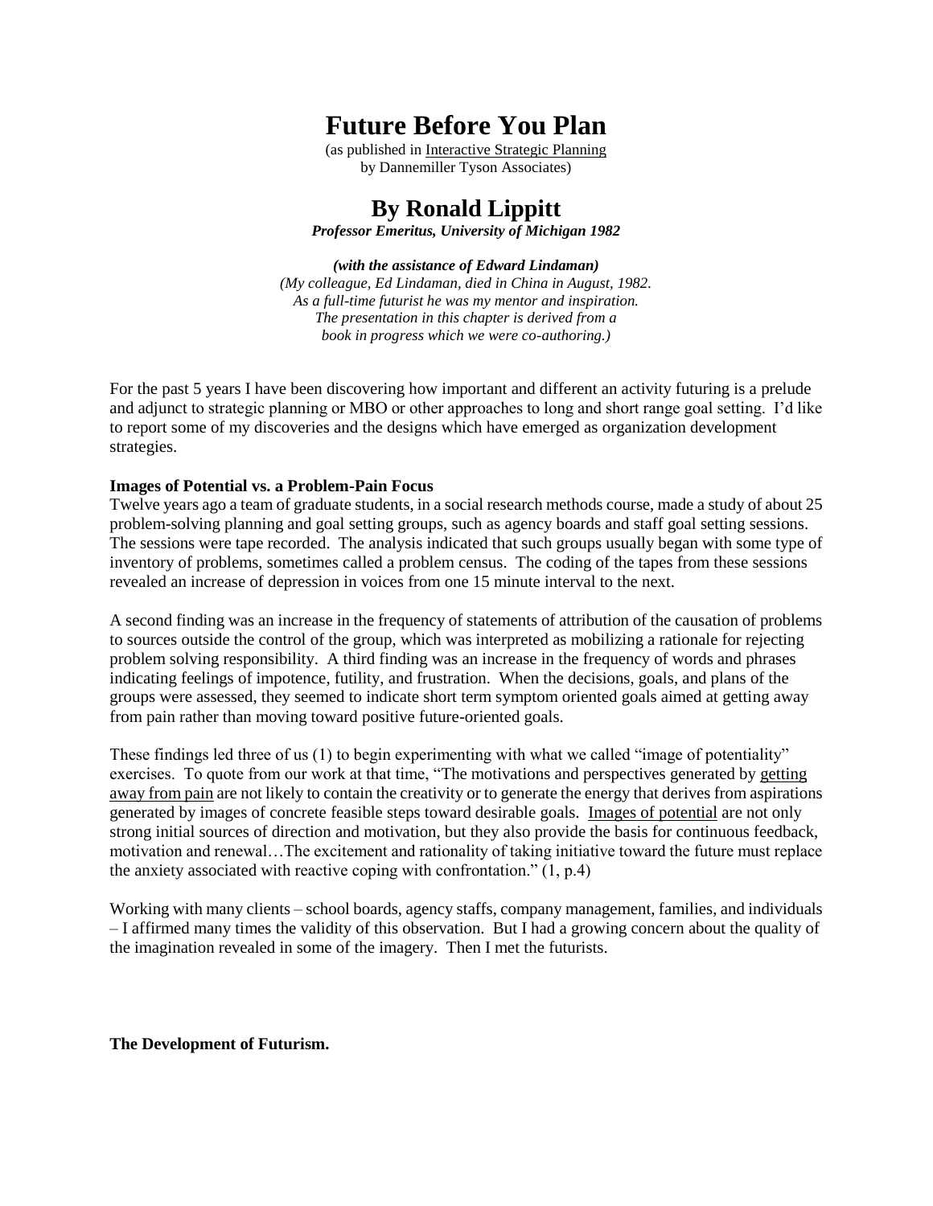# Future Before You Plan

(as published in <u>Interactive Strategic Planning</u>
by Dannemiller Tyson Associates)

## By Ronald Lippitt

***Professor Emeritus, University of Michigan 1982***

***(with the assistance of Edward Lindaman)***

*(My colleague, Ed Lindaman, died in China in August, 1982.
As a full-time futurist he was my mentor and inspiration.
The presentation in this chapter is derived from a
book in progress which we were co-authoring.)*

For the past 5 years I have been discovering how important and different an activity futuring is a prelude and adjunct to strategic planning or MBO or other approaches to long and short range goal setting. I'd like to report some of my discoveries and the designs which have emerged as organization development strategies.

**Images of Potential vs. a Problem-Pain Focus**

Twelve years ago a team of graduate students, in a social research methods course, made a study of about 25 problem-solving planning and goal setting groups, such as agency boards and staff goal setting sessions. The sessions were tape recorded. The analysis indicated that such groups usually began with some type of inventory of problems, sometimes called a problem census. The coding of the tapes from these sessions revealed an increase of depression in voices from one 15 minute interval to the next.

A second finding was an increase in the frequency of statements of attribution of the causation of problems to sources outside the control of the group, which was interpreted as mobilizing a rationale for rejecting problem solving responsibility. A third finding was an increase in the frequency of words and phrases indicating feelings of impotence, futility, and frustration. When the decisions, goals, and plans of the groups were assessed, they seemed to indicate short term symptom oriented goals aimed at getting away from pain rather than moving toward positive future-oriented goals.

These findings led three of us (1) to begin experimenting with what we called "image of potentiality" exercises. To quote from our work at that time, "The motivations and perspectives generated by <u>getting away from pain</u> are not likely to contain the creativity or to generate the energy that derives from aspirations generated by images of concrete feasible steps toward desirable goals. <u>Images of potential</u> are not only strong initial sources of direction and motivation, but they also provide the basis for continuous feedback, motivation and renewal…The excitement and rationality of taking initiative toward the future must replace the anxiety associated with reactive coping with confrontation." (1, p.4)

Working with many clients – school boards, agency staffs, company management, families, and individuals – I affirmed many times the validity of this observation. But I had a growing concern about the quality of the imagination revealed in some of the imagery. Then I met the futurists.

**The Development of Futurism.**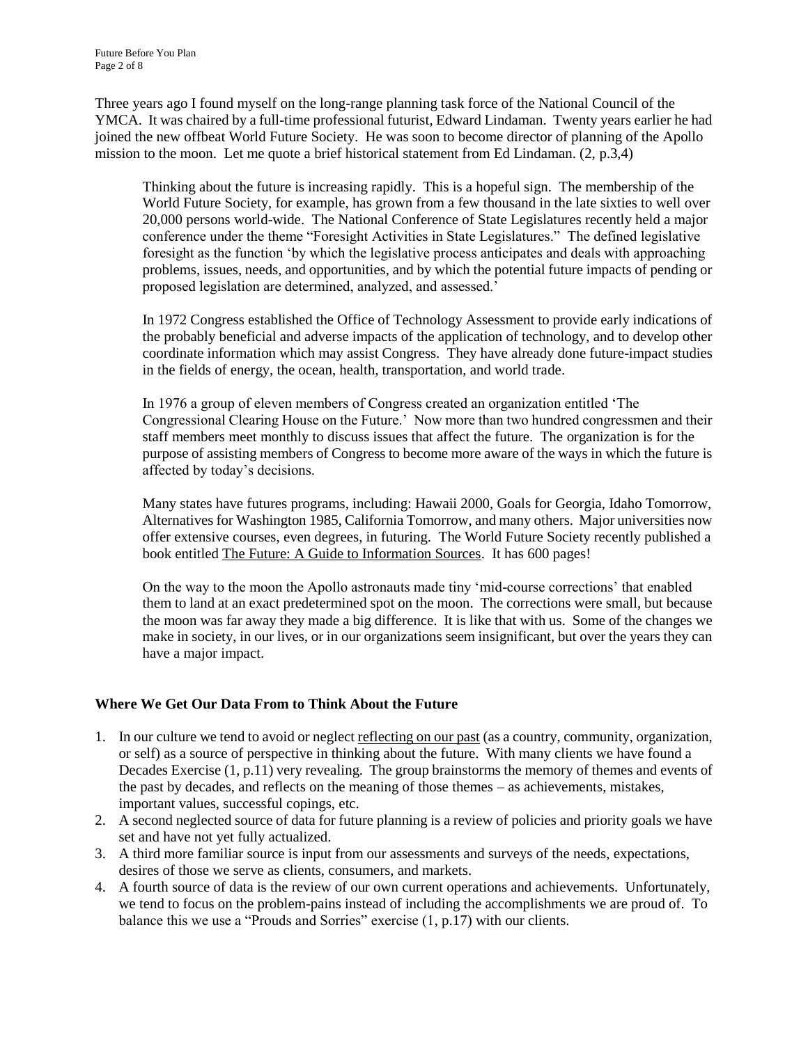Three years ago I found myself on the long-range planning task force of the National Council of the YMCA. It was chaired by a full-time professional futurist, Edward Lindaman. Twenty years earlier he had joined the new offbeat World Future Society. He was soon to become director of planning of the Apollo mission to the moon. Let me quote a brief historical statement from Ed Lindaman. (2, p.3,4)

> Thinking about the future is increasing rapidly. This is a hopeful sign. The membership of the World Future Society, for example, has grown from a few thousand in the late sixties to well over 20,000 persons world-wide. The National Conference of State Legislatures recently held a major conference under the theme "Foresight Activities in State Legislatures." The defined legislative foresight as the function 'by which the legislative process anticipates and deals with approaching problems, issues, needs, and opportunities, and by which the potential future impacts of pending or proposed legislation are determined, analyzed, and assessed.'
>
> In 1972 Congress established the Office of Technology Assessment to provide early indications of the probably beneficial and adverse impacts of the application of technology, and to develop other coordinate information which may assist Congress. They have already done future-impact studies in the fields of energy, the ocean, health, transportation, and world trade.
>
> In 1976 a group of eleven members of Congress created an organization entitled 'The Congressional Clearing House on the Future.' Now more than two hundred congressmen and their staff members meet monthly to discuss issues that affect the future. The organization is for the purpose of assisting members of Congress to become more aware of the ways in which the future is affected by today's decisions.
>
> Many states have futures programs, including: Hawaii 2000, Goals for Georgia, Idaho Tomorrow, Alternatives for Washington 1985, California Tomorrow, and many others. Major universities now offer extensive courses, even degrees, in futuring. The World Future Society recently published a book entitled <u>The Future: A Guide to Information Sources</u>. It has 600 pages!
>
> On the way to the moon the Apollo astronauts made tiny 'mid-course corrections' that enabled them to land at an exact predetermined spot on the moon. The corrections were small, but because the moon was far away they made a big difference. It is like that with us. Some of the changes we make in society, in our lives, or in our organizations seem insignificant, but over the years they can have a major impact.

**Where We Get Our Data From to Think About the Future**

1. In our culture we tend to avoid or neglect <u>reflecting on our past</u> (as a country, community, organization, or self) as a source of perspective in thinking about the future. With many clients we have found a Decades Exercise (1, p.11) very revealing. The group brainstorms the memory of themes and events of the past by decades, and reflects on the meaning of those themes – as achievements, mistakes, important values, successful copings, etc.
2. A second neglected source of data for future planning is a review of policies and priority goals we have set and have not yet fully actualized.
3. A third more familiar source is input from our assessments and surveys of the needs, expectations, desires of those we serve as clients, consumers, and markets.
4. A fourth source of data is the review of our own current operations and achievements. Unfortunately, we tend to focus on the problem-pains instead of including the accomplishments we are proud of. To balance this we use a "Prouds and Sorries" exercise (1, p.17) with our clients.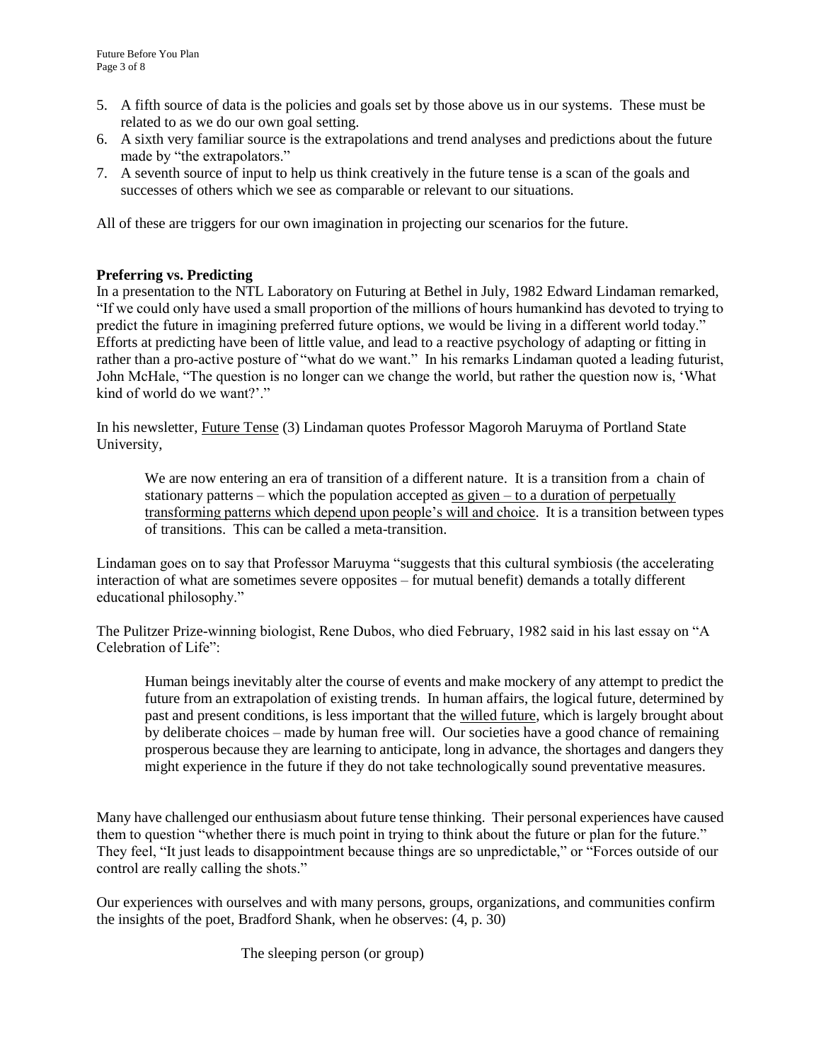5. A fifth source of data is the policies and goals set by those above us in our systems. These must be related to as we do our own goal setting.
6. A sixth very familiar source is the extrapolations and trend analyses and predictions about the future made by "the extrapolators."
7. A seventh source of input to help us think creatively in the future tense is a scan of the goals and successes of others which we see as comparable or relevant to our situations.

All of these are triggers for our own imagination in projecting our scenarios for the future.

**Preferring vs. Predicting**

In a presentation to the NTL Laboratory on Futuring at Bethel in July, 1982 Edward Lindaman remarked, "If we could only have used a small proportion of the millions of hours humankind has devoted to trying to predict the future in imagining preferred future options, we would be living in a different world today." Efforts at predicting have been of little value, and lead to a reactive psychology of adapting or fitting in rather than a pro-active posture of "what do we want." In his remarks Lindaman quoted a leading futurist, John McHale, "The question is no longer can we change the world, but rather the question now is, 'What kind of world do we want?'."

In his newsletter, <u>Future Tense</u> (3) Lindaman quotes Professor Magoroh Maruyma of Portland State University,

> We are now entering an era of transition of a different nature. It is a transition from a chain of stationary patterns – which the population accepted <u>as given – to a duration of perpetually transforming patterns which depend upon people's will and choice</u>. It is a transition between types of transitions. This can be called a meta-transition.

Lindaman goes on to say that Professor Maruyma "suggests that this cultural symbiosis (the accelerating interaction of what are sometimes severe opposites – for mutual benefit) demands a totally different educational philosophy."

The Pulitzer Prize-winning biologist, Rene Dubos, who died February, 1982 said in his last essay on "A Celebration of Life":

> Human beings inevitably alter the course of events and make mockery of any attempt to predict the future from an extrapolation of existing trends. In human affairs, the logical future, determined by past and present conditions, is less important that the <u>willed future</u>, which is largely brought about by deliberate choices – made by human free will. Our societies have a good chance of remaining prosperous because they are learning to anticipate, long in advance, the shortages and dangers they might experience in the future if they do not take technologically sound preventative measures.

Many have challenged our enthusiasm about future tense thinking. Their personal experiences have caused them to question "whether there is much point in trying to think about the future or plan for the future." They feel, "It just leads to disappointment because things are so unpredictable," or "Forces outside of our control are really calling the shots."

Our experiences with ourselves and with many persons, groups, organizations, and communities confirm the insights of the poet, Bradford Shank, when he observes: (4, p. 30)

> The sleeping person (or group)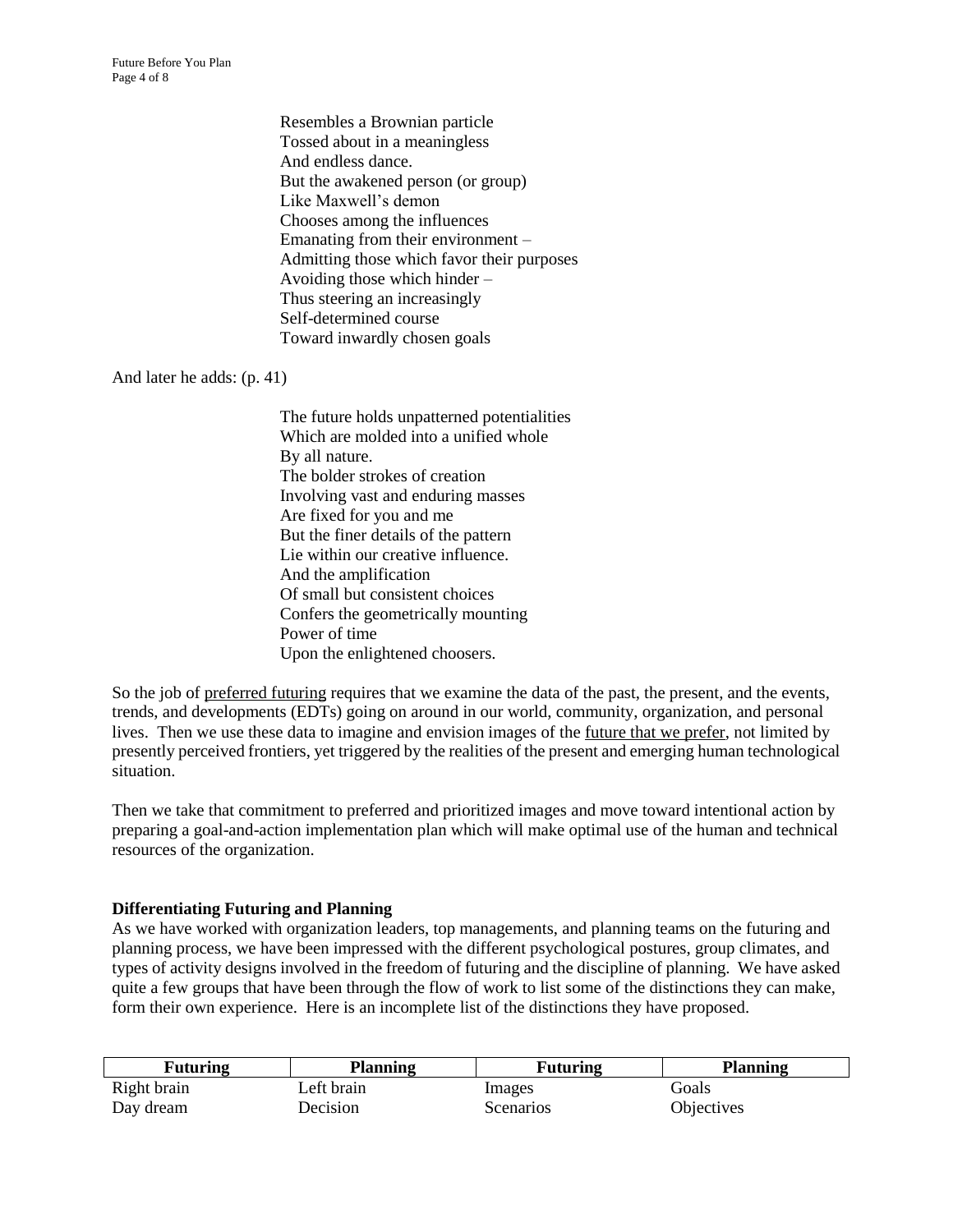Resembles a Brownian particle  
Tossed about in a meaningless  
And endless dance.  
But the awakened person (or group)  
Like Maxwell's demon  
Chooses among the influences  
Emanating from their environment –  
Admitting those which favor their purposes  
Avoiding those which hinder –  
Thus steering an increasingly  
Self-determined course  
Toward inwardly chosen goals

And later he adds: (p. 41)

The future holds unpatterned potentialities  
Which are molded into a unified whole  
By all nature.  
The bolder strokes of creation  
Involving vast and enduring masses  
Are fixed for you and me  
But the finer details of the pattern  
Lie within our creative influence.  
And the amplification  
Of small but consistent choices  
Confers the geometrically mounting  
Power of time  
Upon the enlightened choosers.

So the job of <u>preferred futuring</u> requires that we examine the data of the past, the present, and the events, trends, and developments (EDTs) going on around in our world, community, organization, and personal lives. Then we use these data to imagine and envision images of the <u>future that we prefer</u>, not limited by presently perceived frontiers, yet triggered by the realities of the present and emerging human technological situation.

Then we take that commitment to preferred and prioritized images and move toward intentional action by preparing a goal-and-action implementation plan which will make optimal use of the human and technical resources of the organization.

**Differentiating Futuring and Planning**

As we have worked with organization leaders, top managements, and planning teams on the futuring and planning process, we have been impressed with the different psychological postures, group climates, and types of activity designs involved in the freedom of futuring and the discipline of planning. We have asked quite a few groups that have been through the flow of work to list some of the distinctions they can make, form their own experience. Here is an incomplete list of the distinctions they have proposed.

| Futuring | Planning | Futuring | Planning |
|---|---|---|---|
| Right brain | Left brain | Images | Goals |
| Day dream | Decision | Scenarios | Objectives |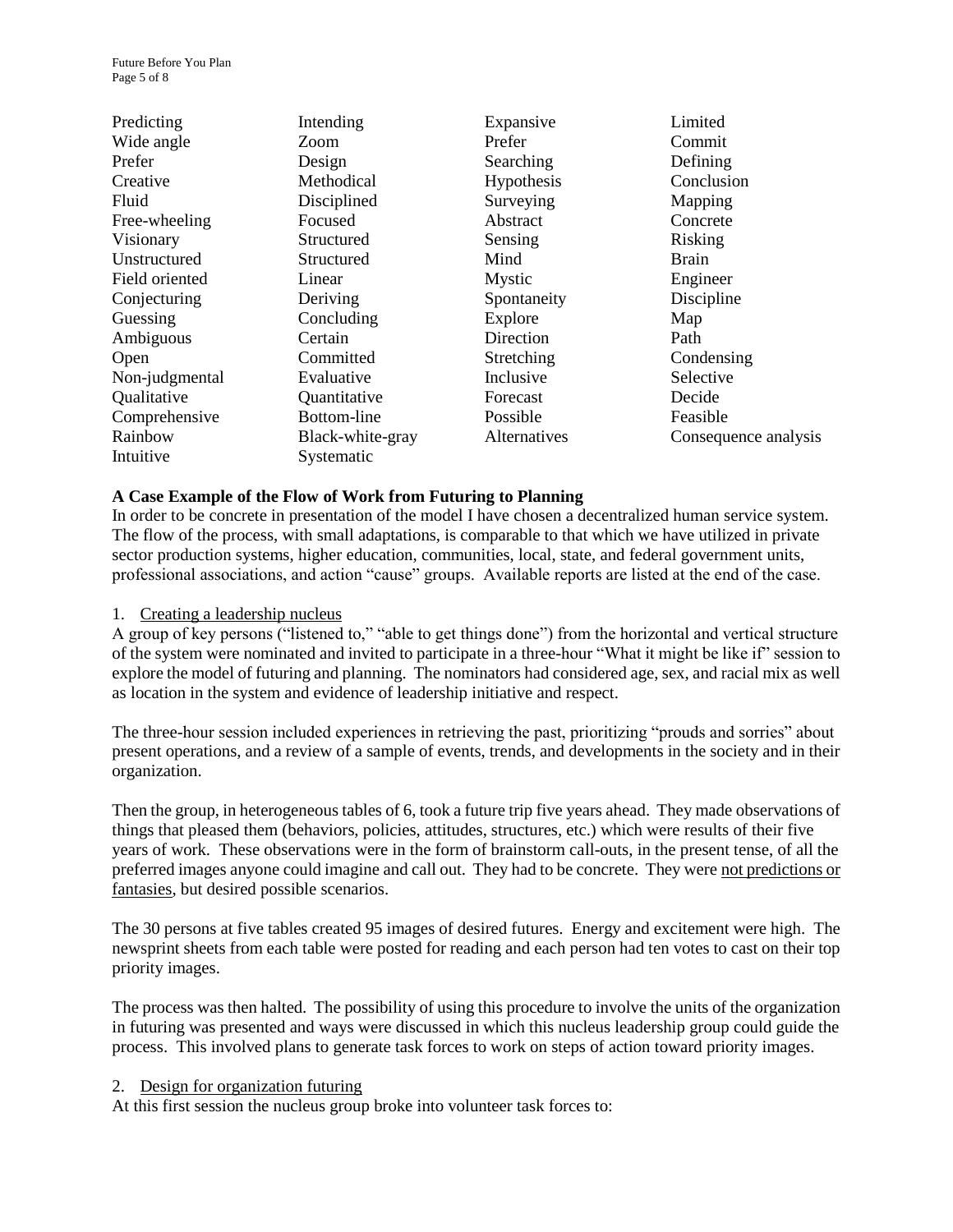| | | | |
|---|---|---|---|
| Predicting | Intending | Expansive | Limited |
| Wide angle | Zoom | Prefer | Commit |
| Prefer | Design | Searching | Defining |
| Creative | Methodical | Hypothesis | Conclusion |
| Fluid | Disciplined | Surveying | Mapping |
| Free-wheeling | Focused | Abstract | Concrete |
| Visionary | Structured | Sensing | Risking |
| Unstructured | Structured | Mind | Brain |
| Field oriented | Linear | Mystic | Engineer |
| Conjecturing | Deriving | Spontaneity | Discipline |
| Guessing | Concluding | Explore | Map |
| Ambiguous | Certain | Direction | Path |
| Open | Committed | Stretching | Condensing |
| Non-judgmental | Evaluative | Inclusive | Selective |
| Qualitative | Quantitative | Forecast | Decide |
| Comprehensive | Bottom-line | Possible | Feasible |
| Rainbow | Black-white-gray | Alternatives | Consequence analysis |
| Intuitive | Systematic | | |

**A Case Example of the Flow of Work from Futuring to Planning**

In order to be concrete in presentation of the model I have chosen a decentralized human service system. The flow of the process, with small adaptations, is comparable to that which we have utilized in private sector production systems, higher education, communities, local, state, and federal government units, professional associations, and action "cause" groups. Available reports are listed at the end of the case.

1. Creating a leadership nucleus

A group of key persons ("listened to," "able to get things done") from the horizontal and vertical structure of the system were nominated and invited to participate in a three-hour "What it might be like if" session to explore the model of futuring and planning. The nominators had considered age, sex, and racial mix as well as location in the system and evidence of leadership initiative and respect.

The three-hour session included experiences in retrieving the past, prioritizing "prouds and sorries" about present operations, and a review of a sample of events, trends, and developments in the society and in their organization.

Then the group, in heterogeneous tables of 6, took a future trip five years ahead. They made observations of things that pleased them (behaviors, policies, attitudes, structures, etc.) which were results of their five years of work. These observations were in the form of brainstorm call-outs, in the present tense, of all the preferred images anyone could imagine and call out. They had to be concrete. They were not predictions or fantasies, but desired possible scenarios.

The 30 persons at five tables created 95 images of desired futures. Energy and excitement were high. The newsprint sheets from each table were posted for reading and each person had ten votes to cast on their top priority images.

The process was then halted. The possibility of using this procedure to involve the units of the organization in futuring was presented and ways were discussed in which this nucleus leadership group could guide the process. This involved plans to generate task forces to work on steps of action toward priority images.

2. Design for organization futuring

At this first session the nucleus group broke into volunteer task forces to: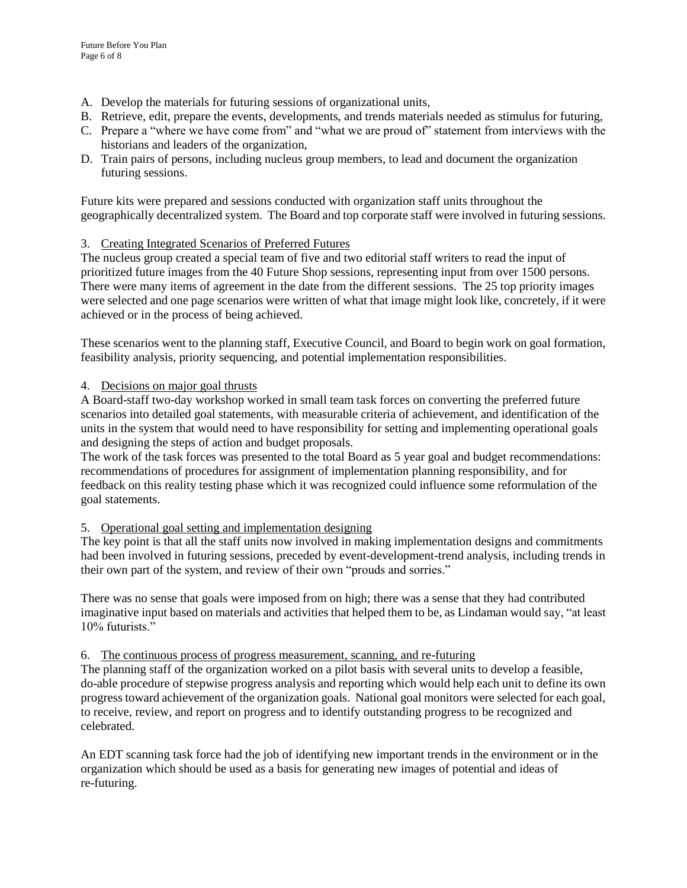A. Develop the materials for futuring sessions of organizational units,
B. Retrieve, edit, prepare the events, developments, and trends materials needed as stimulus for futuring,
C. Prepare a "where we have come from" and "what we are proud of" statement from interviews with the historians and leaders of the organization,
D. Train pairs of persons, including nucleus group members, to lead and document the organization futuring sessions.

Future kits were prepared and sessions conducted with organization staff units throughout the geographically decentralized system. The Board and top corporate staff were involved in futuring sessions.

3. Creating Integrated Scenarios of Preferred Futures

The nucleus group created a special team of five and two editorial staff writers to read the input of prioritized future images from the 40 Future Shop sessions, representing input from over 1500 persons. There were many items of agreement in the date from the different sessions. The 25 top priority images were selected and one page scenarios were written of what that image might look like, concretely, if it were achieved or in the process of being achieved.

These scenarios went to the planning staff, Executive Council, and Board to begin work on goal formation, feasibility analysis, priority sequencing, and potential implementation responsibilities.

4. Decisions on major goal thrusts

A Board-staff two-day workshop worked in small team task forces on converting the preferred future scenarios into detailed goal statements, with measurable criteria of achievement, and identification of the units in the system that would need to have responsibility for setting and implementing operational goals and designing the steps of action and budget proposals.
The work of the task forces was presented to the total Board as 5 year goal and budget recommendations: recommendations of procedures for assignment of implementation planning responsibility, and for feedback on this reality testing phase which it was recognized could influence some reformulation of the goal statements.

5. Operational goal setting and implementation designing

The key point is that all the staff units now involved in making implementation designs and commitments had been involved in futuring sessions, preceded by event-development-trend analysis, including trends in their own part of the system, and review of their own "prouds and sorries."

There was no sense that goals were imposed from on high; there was a sense that they had contributed imaginative input based on materials and activities that helped them to be, as Lindaman would say, "at least 10% futurists."

6. The continuous process of progress measurement, scanning, and re-futuring

The planning staff of the organization worked on a pilot basis with several units to develop a feasible, do-able procedure of stepwise progress analysis and reporting which would help each unit to define its own progress toward achievement of the organization goals. National goal monitors were selected for each goal, to receive, review, and report on progress and to identify outstanding progress to be recognized and celebrated.

An EDT scanning task force had the job of identifying new important trends in the environment or in the organization which should be used as a basis for generating new images of potential and ideas of re-futuring.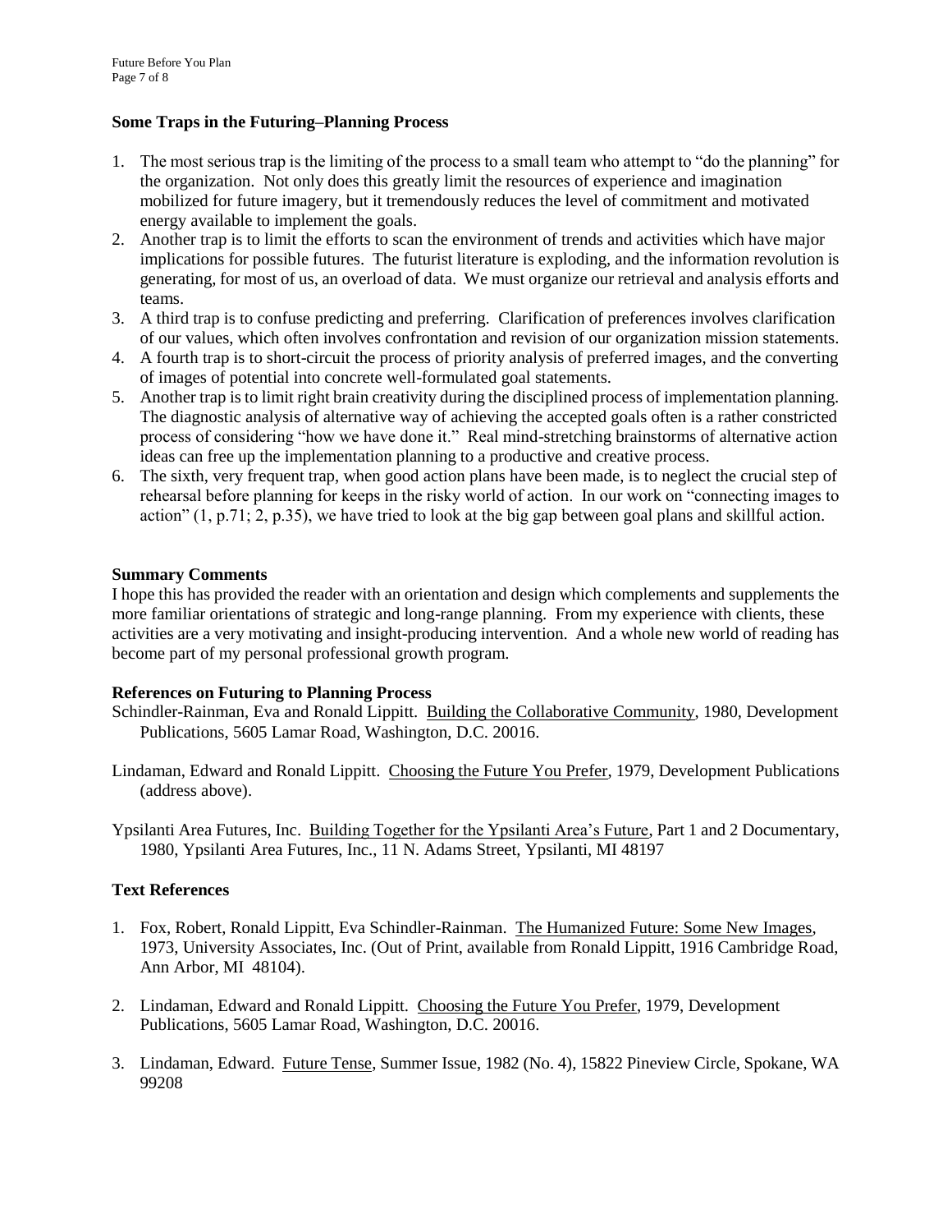### Some Traps in the Futuring–Planning Process

1. The most serious trap is the limiting of the process to a small team who attempt to "do the planning" for the organization. Not only does this greatly limit the resources of experience and imagination mobilized for future imagery, but it tremendously reduces the level of commitment and motivated energy available to implement the goals.
2. Another trap is to limit the efforts to scan the environment of trends and activities which have major implications for possible futures. The futurist literature is exploding, and the information revolution is generating, for most of us, an overload of data. We must organize our retrieval and analysis efforts and teams.
3. A third trap is to confuse predicting and preferring. Clarification of preferences involves clarification of our values, which often involves confrontation and revision of our organization mission statements.
4. A fourth trap is to short-circuit the process of priority analysis of preferred images, and the converting of images of potential into concrete well-formulated goal statements.
5. Another trap is to limit right brain creativity during the disciplined process of implementation planning. The diagnostic analysis of alternative way of achieving the accepted goals often is a rather constricted process of considering "how we have done it." Real mind-stretching brainstorms of alternative action ideas can free up the implementation planning to a productive and creative process.
6. The sixth, very frequent trap, when good action plans have been made, is to neglect the crucial step of rehearsal before planning for keeps in the risky world of action. In our work on "connecting images to action" (1, p.71; 2, p.35), we have tried to look at the big gap between goal plans and skillful action.

### Summary Comments

I hope this has provided the reader with an orientation and design which complements and supplements the more familiar orientations of strategic and long-range planning. From my experience with clients, these activities are a very motivating and insight-producing intervention. And a whole new world of reading has become part of my personal professional growth program.

### References on Futuring to Planning Process

Schindler-Rainman, Eva and Ronald Lippitt. Building the Collaborative Community, 1980, Development Publications, 5605 Lamar Road, Washington, D.C. 20016.

Lindaman, Edward and Ronald Lippitt. Choosing the Future You Prefer, 1979, Development Publications (address above).

Ypsilanti Area Futures, Inc. Building Together for the Ypsilanti Area's Future, Part 1 and 2 Documentary, 1980, Ypsilanti Area Futures, Inc., 11 N. Adams Street, Ypsilanti, MI 48197

### Text References

1. Fox, Robert, Ronald Lippitt, Eva Schindler-Rainman. The Humanized Future: Some New Images, 1973, University Associates, Inc. (Out of Print, available from Ronald Lippitt, 1916 Cambridge Road, Ann Arbor, MI 48104).
2. Lindaman, Edward and Ronald Lippitt. Choosing the Future You Prefer, 1979, Development Publications, 5605 Lamar Road, Washington, D.C. 20016.
3. Lindaman, Edward. Future Tense, Summer Issue, 1982 (No. 4), 15822 Pineview Circle, Spokane, WA 99208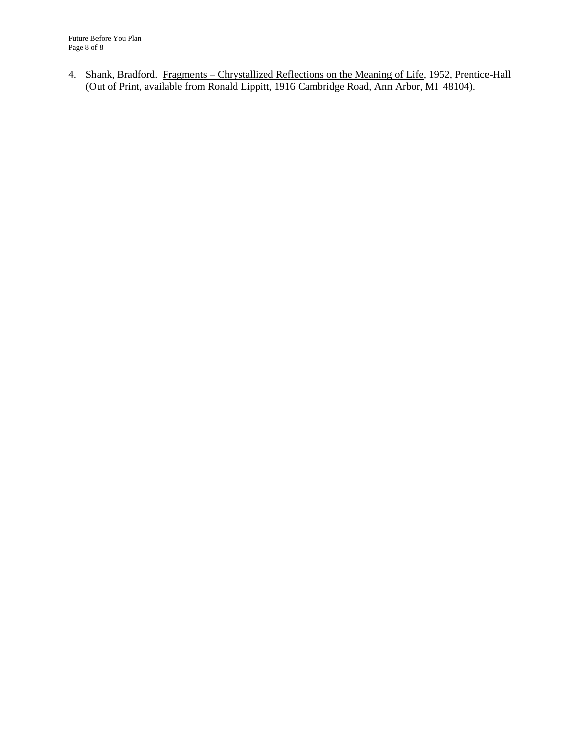4. Shank, Bradford. Fragments – Chrystallized Reflections on the Meaning of Life, 1952, Prentice-Hall (Out of Print, available from Ronald Lippitt, 1916 Cambridge Road, Ann Arbor, MI 48104).